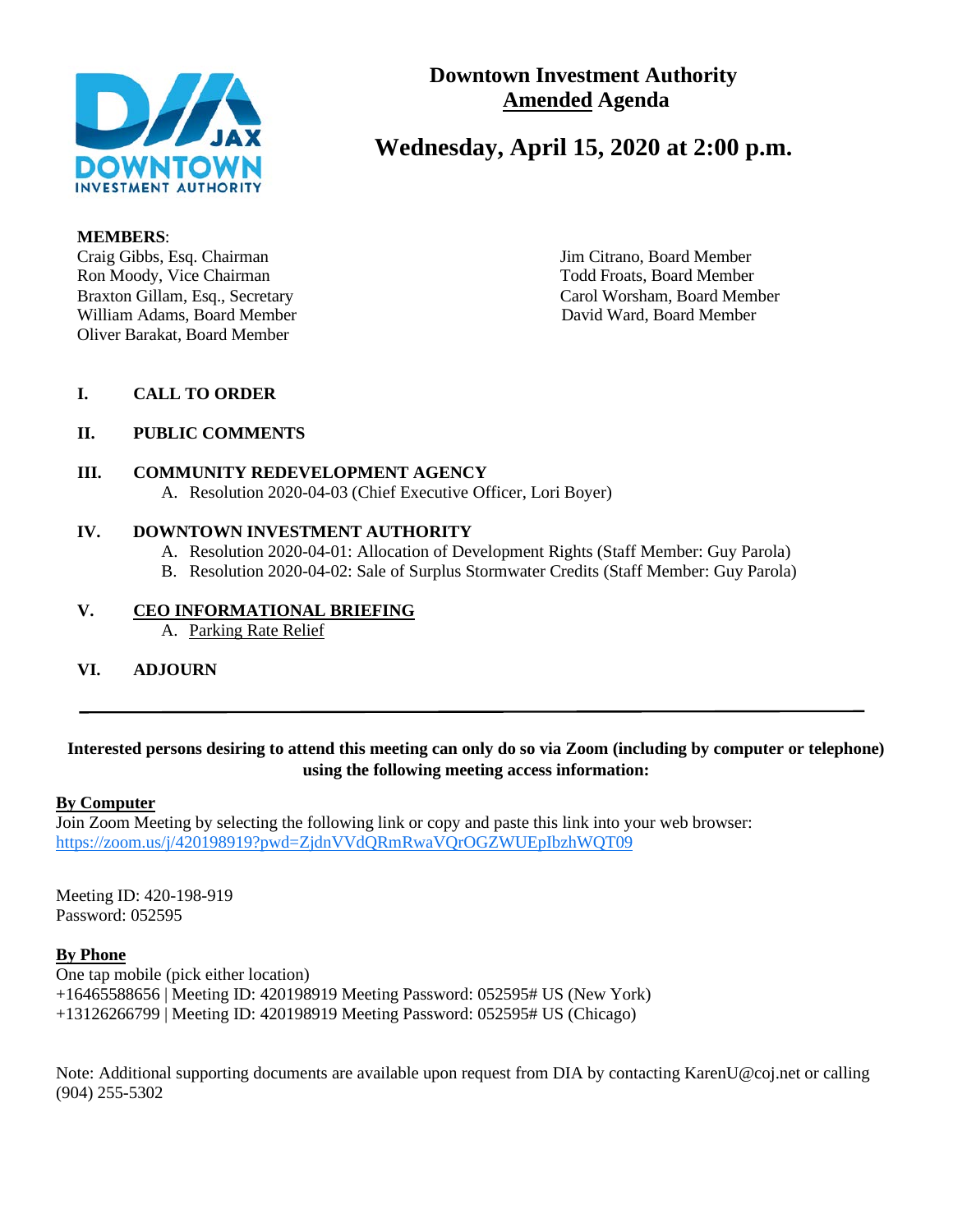# Downtown Investment Authority
## <u>Amended</u> Agenda

# Wednesday, April 15, 2020 at 2:00 p.m.

**MEMBERS**:

Craig Gibbs, Esq. Chairman
Ron Moody, Vice Chairman
Braxton Gillam, Esq., Secretary
William Adams, Board Member
Oliver Barakat, Board Member
Jim Citrano, Board Member
Todd Froats, Board Member
Carol Worsham, Board Member
David Ward, Board Member

**I. CALL TO ORDER**

**II. PUBLIC COMMENTS**

**III. COMMUNITY REDEVELOPMENT AGENCY**

A. Resolution 2020-04-03 (Chief Executive Officer, Lori Boyer)

**IV. DOWNTOWN INVESTMENT AUTHORITY**

A. Resolution 2020-04-01: Allocation of Development Rights (Staff Member: Guy Parola)
B. Resolution 2020-04-02: Sale of Surplus Stormwater Credits (Staff Member: Guy Parola)

**V. <u>CEO INFORMATIONAL BRIEFING</u>**

A. <u>Parking Rate Relief</u>

**VI. ADJOURN**

---

**Interested persons desiring to attend this meeting can only do so via Zoom (including by computer or telephone) using the following meeting access information:**

**<u>By Computer</u>**

Join Zoom Meeting by selecting the following link or copy and paste this link into your web browser:
https://zoom.us/j/420198919?pwd=ZjdnVVdQRmRwaVQrOGZWUEpIbzhWQT09

Meeting ID: 420-198-919
Password: 052595

**<u>By Phone</u>**

One tap mobile (pick either location)
+16465588656 | Meeting ID: 420198919 Meeting Password: 052595# US (New York)
+13126266799 | Meeting ID: 420198919 Meeting Password: 052595# US (Chicago)

Note: Additional supporting documents are available upon request from DIA by contacting KarenU@coj.net or calling (904) 255-5302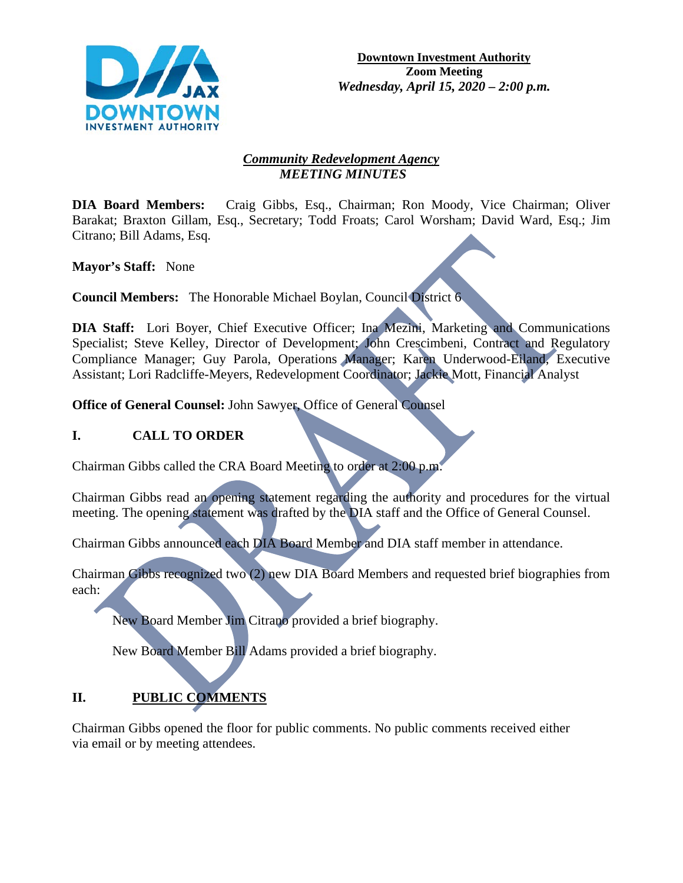**Downtown Investment Authority**
**Zoom Meeting**
***Wednesday, April 15, 2020 – 2:00 p.m.***

***Community Redevelopment Agency***
***MEETING MINUTES***

**DIA Board Members:** Craig Gibbs, Esq., Chairman; Ron Moody, Vice Chairman; Oliver Barakat; Braxton Gillam, Esq., Secretary; Todd Froats; Carol Worsham; David Ward, Esq.; Jim Citrano; Bill Adams, Esq.

**Mayor's Staff:** None

**Council Members:** The Honorable Michael Boylan, Council District 6

**DIA Staff:** Lori Boyer, Chief Executive Officer; Ina Mezini, Marketing and Communications Specialist; Steve Kelley, Director of Development; John Crescimbeni, Contract and Regulatory Compliance Manager; Guy Parola, Operations Manager; Karen Underwood-Eiland, Executive Assistant; Lori Radcliffe-Meyers, Redevelopment Coordinator; Jackie Mott, Financial Analyst

**Office of General Counsel:** John Sawyer, Office of General Counsel

## I. CALL TO ORDER

Chairman Gibbs called the CRA Board Meeting to order at 2:00 p.m.

Chairman Gibbs read an opening statement regarding the authority and procedures for the virtual meeting. The opening statement was drafted by the DIA staff and the Office of General Counsel.

Chairman Gibbs announced each DIA Board Member and DIA staff member in attendance.

Chairman Gibbs recognized two (2) new DIA Board Members and requested brief biographies from each:

New Board Member Jim Citrano provided a brief biography.

New Board Member Bill Adams provided a brief biography.

## II. PUBLIC COMMENTS

Chairman Gibbs opened the floor for public comments. No public comments received either via email or by meeting attendees.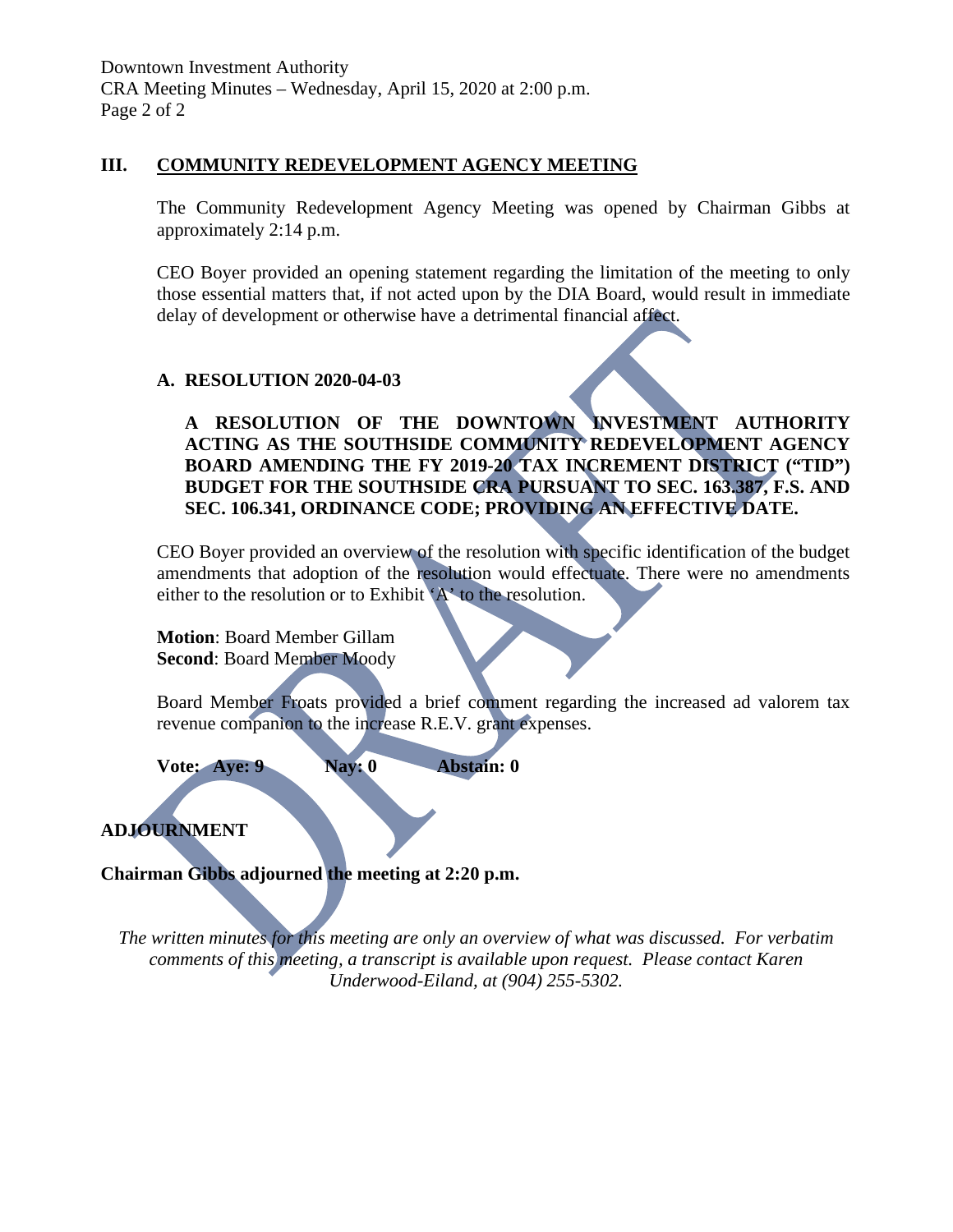### III. COMMUNITY REDEVELOPMENT AGENCY MEETING

The Community Redevelopment Agency Meeting was opened by Chairman Gibbs at approximately 2:14 p.m.

CEO Boyer provided an opening statement regarding the limitation of the meeting to only those essential matters that, if not acted upon by the DIA Board, would result in immediate delay of development or otherwise have a detrimental financial affect.

#### A. RESOLUTION 2020-04-03

**A RESOLUTION OF THE DOWNTOWN INVESTMENT AUTHORITY ACTING AS THE SOUTHSIDE COMMUNITY REDEVELOPMENT AGENCY BOARD AMENDING THE FY 2019-20 TAX INCREMENT DISTRICT ("TID") BUDGET FOR THE SOUTHSIDE CRA PURSUANT TO SEC. 163.387, F.S. AND SEC. 106.341, ORDINANCE CODE; PROVIDING AN EFFECTIVE DATE.**

CEO Boyer provided an overview of the resolution with specific identification of the budget amendments that adoption of the resolution would effectuate. There were no amendments either to the resolution or to Exhibit 'A' to the resolution.

**Motion**: Board Member Gillam
**Second**: Board Member Moody

Board Member Froats provided a brief comment regarding the increased ad valorem tax revenue companion to the increase R.E.V. grant expenses.

**Vote: Aye: 9 Nay: 0 Abstain: 0**

**ADJOURNMENT**

**Chairman Gibbs adjourned the meeting at 2:20 p.m.**

*The written minutes for this meeting are only an overview of what was discussed. For verbatim comments of this meeting, a transcript is available upon request. Please contact Karen Underwood-Eiland, at (904) 255-5302.*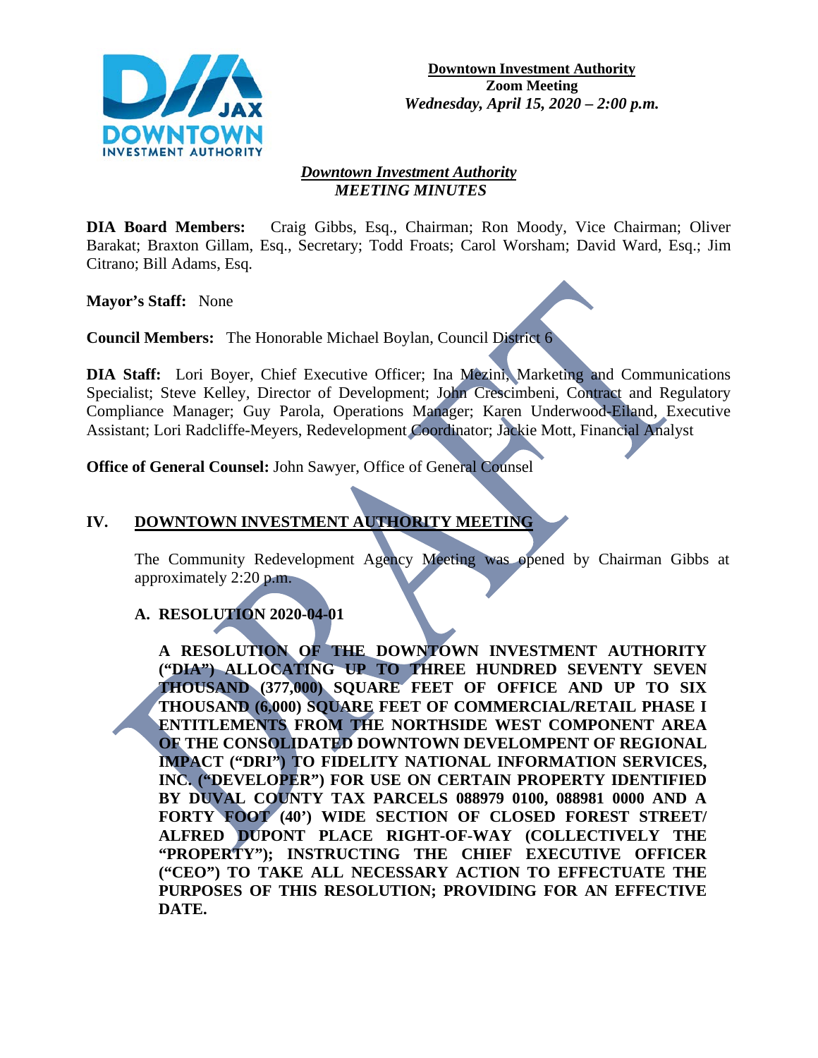**Downtown Investment Authority**
**Zoom Meeting**
***Wednesday, April 15, 2020 – 2:00 p.m.***

***Downtown Investment Authority***
***MEETING MINUTES***

**DIA Board Members:** Craig Gibbs, Esq., Chairman; Ron Moody, Vice Chairman; Oliver Barakat; Braxton Gillam, Esq., Secretary; Todd Froats; Carol Worsham; David Ward, Esq.; Jim Citrano; Bill Adams, Esq.

**Mayor's Staff:** None

**Council Members:** The Honorable Michael Boylan, Council District 6

**DIA Staff:** Lori Boyer, Chief Executive Officer; Ina Mezini, Marketing and Communications Specialist; Steve Kelley, Director of Development; John Crescimbeni, Contract and Regulatory Compliance Manager; Guy Parola, Operations Manager; Karen Underwood-Eiland, Executive Assistant; Lori Radcliffe-Meyers, Redevelopment Coordinator; Jackie Mott, Financial Analyst

**Office of General Counsel:** John Sawyer, Office of General Counsel

## IV. DOWNTOWN INVESTMENT AUTHORITY MEETING

The Community Redevelopment Agency Meeting was opened by Chairman Gibbs at approximately 2:20 p.m.

### A. RESOLUTION 2020-04-01

**A RESOLUTION OF THE DOWNTOWN INVESTMENT AUTHORITY ("DIA") ALLOCATING UP TO THREE HUNDRED SEVENTY SEVEN THOUSAND (377,000) SQUARE FEET OF OFFICE AND UP TO SIX THOUSAND (6,000) SQUARE FEET OF COMMERCIAL/RETAIL PHASE I ENTITLEMENTS FROM THE NORTHSIDE WEST COMPONENT AREA OF THE CONSOLIDATED DOWNTOWN DEVELOMPENT OF REGIONAL IMPACT ("DRI") TO FIDELITY NATIONAL INFORMATION SERVICES, INC. ("DEVELOPER") FOR USE ON CERTAIN PROPERTY IDENTIFIED BY DUVAL COUNTY TAX PARCELS 088979 0100, 088981 0000 AND A FORTY FOOT (40') WIDE SECTION OF CLOSED FOREST STREET/ ALFRED DUPONT PLACE RIGHT-OF-WAY (COLLECTIVELY THE "PROPERTY"); INSTRUCTING THE CHIEF EXECUTIVE OFFICER ("CEO") TO TAKE ALL NECESSARY ACTION TO EFFECTUATE THE PURPOSES OF THIS RESOLUTION; PROVIDING FOR AN EFFECTIVE DATE.**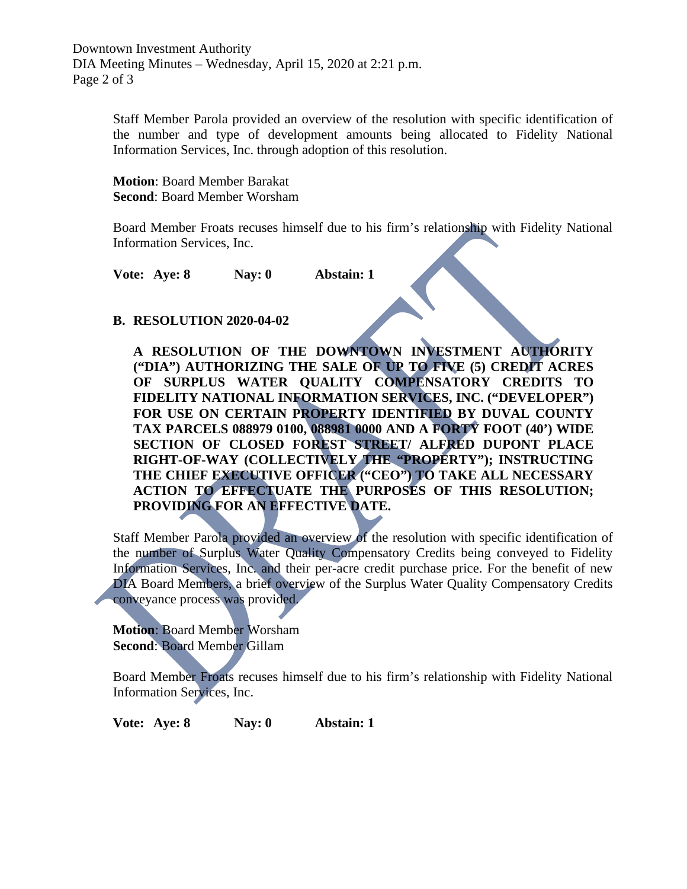Staff Member Parola provided an overview of the resolution with specific identification of the number and type of development amounts being allocated to Fidelity National Information Services, Inc. through adoption of this resolution.

**Motion**: Board Member Barakat
**Second**: Board Member Worsham

Board Member Froats recuses himself due to his firm's relationship with Fidelity National Information Services, Inc.

**Vote: Aye: 8 Nay: 0 Abstain: 1**

**B. RESOLUTION 2020-04-02**

**A RESOLUTION OF THE DOWNTOWN INVESTMENT AUTHORITY ("DIA") AUTHORIZING THE SALE OF UP TO FIVE (5) CREDIT ACRES OF SURPLUS WATER QUALITY COMPENSATORY CREDITS TO FIDELITY NATIONAL INFORMATION SERVICES, INC. ("DEVELOPER") FOR USE ON CERTAIN PROPERTY IDENTIFIED BY DUVAL COUNTY TAX PARCELS 088979 0100, 088981 0000 AND A FORTY FOOT (40') WIDE SECTION OF CLOSED FOREST STREET/ ALFRED DUPONT PLACE RIGHT-OF-WAY (COLLECTIVELY THE "PROPERTY"); INSTRUCTING THE CHIEF EXECUTIVE OFFICER ("CEO") TO TAKE ALL NECESSARY ACTION TO EFFECTUATE THE PURPOSES OF THIS RESOLUTION; PROVIDING FOR AN EFFECTIVE DATE.**

Staff Member Parola provided an overview of the resolution with specific identification of the number of Surplus Water Quality Compensatory Credits being conveyed to Fidelity Information Services, Inc. and their per-acre credit purchase price. For the benefit of new DIA Board Members, a brief overview of the Surplus Water Quality Compensatory Credits conveyance process was provided.

**Motion**: Board Member Worsham
**Second**: Board Member Gillam

Board Member Froats recuses himself due to his firm's relationship with Fidelity National Information Services, Inc.

**Vote: Aye: 8 Nay: 0 Abstain: 1**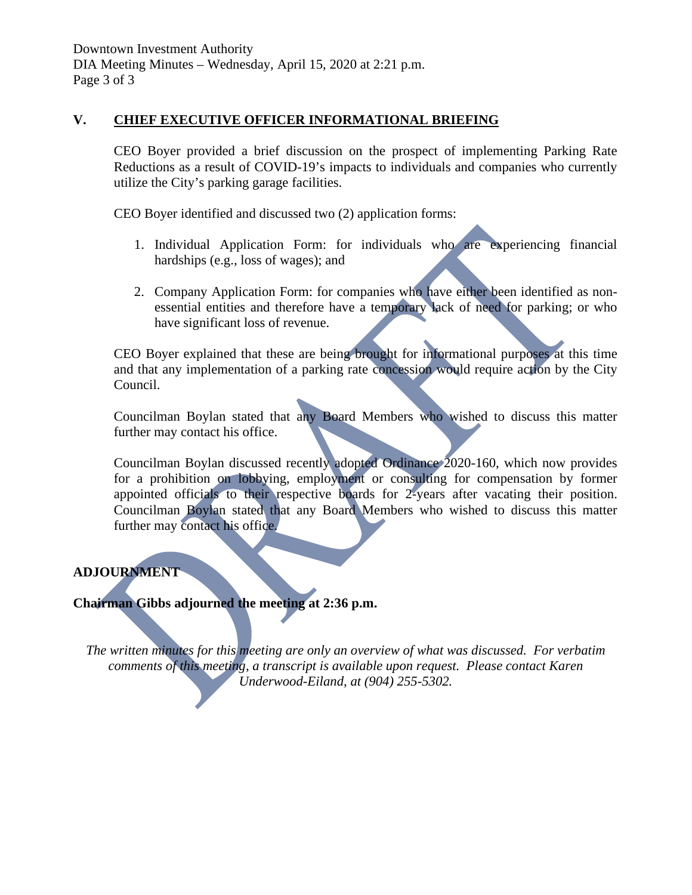## V. CHIEF EXECUTIVE OFFICER INFORMATIONAL BRIEFING

CEO Boyer provided a brief discussion on the prospect of implementing Parking Rate Reductions as a result of COVID-19's impacts to individuals and companies who currently utilize the City's parking garage facilities.

CEO Boyer identified and discussed two (2) application forms:

1. Individual Application Form: for individuals who are experiencing financial hardships (e.g., loss of wages); and

2. Company Application Form: for companies who have either been identified as non-essential entities and therefore have a temporary lack of need for parking; or who have significant loss of revenue.

CEO Boyer explained that these are being brought for informational purposes at this time and that any implementation of a parking rate concession would require action by the City Council.

Councilman Boylan stated that any Board Members who wished to discuss this matter further may contact his office.

Councilman Boylan discussed recently adopted Ordinance 2020-160, which now provides for a prohibition on lobbying, employment or consulting for compensation by former appointed officials to their respective boards for 2-years after vacating their position. Councilman Boylan stated that any Board Members who wished to discuss this matter further may contact his office.

## ADJOURNMENT

**Chairman Gibbs adjourned the meeting at 2:36 p.m.**

*The written minutes for this meeting are only an overview of what was discussed. For verbatim comments of this meeting, a transcript is available upon request. Please contact Karen Underwood-Eiland, at (904) 255-5302.*